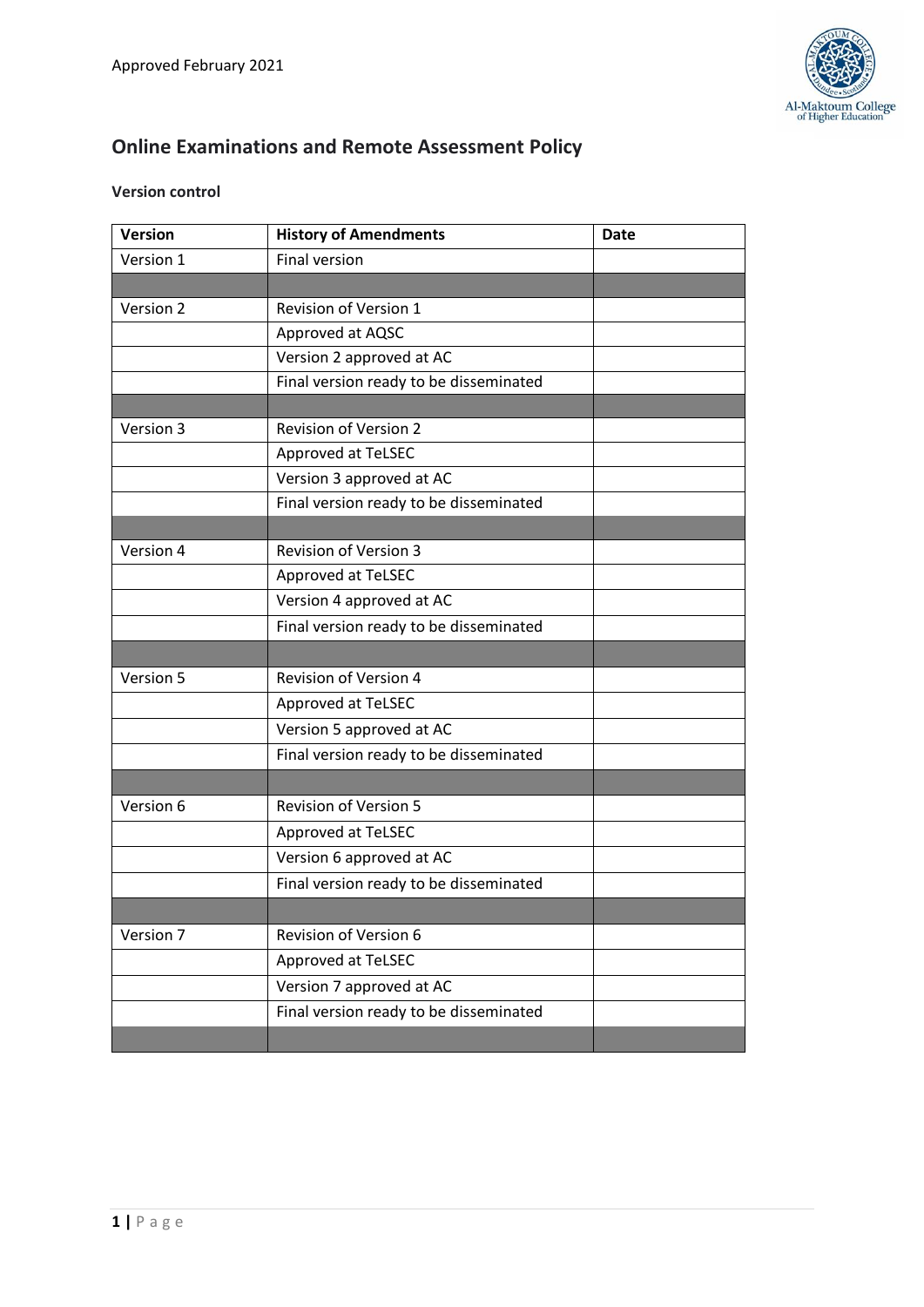Approved February 2021

## Online Examinations and Remote Assessment Policy

**Version control**

| Version | History of Amendments | Date |
|---|---|---|
| Version 1 | Final version | |
| | | |
| Version 2 | Revision of Version 1 | |
| | Approved at AQSC | |
| | Version 2 approved at AC | |
| | Final version ready to be disseminated | |
| | | |
| Version 3 | Revision of Version 2 | |
| | Approved at TeLSEC | |
| | Version 3 approved at AC | |
| | Final version ready to be disseminated | |
| | | |
| Version 4 | Revision of Version 3 | |
| | Approved at TeLSEC | |
| | Version 4 approved at AC | |
| | Final version ready to be disseminated | |
| | | |
| Version 5 | Revision of Version 4 | |
| | Approved at TeLSEC | |
| | Version 5 approved at AC | |
| | Final version ready to be disseminated | |
| | | |
| Version 6 | Revision of Version 5 | |
| | Approved at TeLSEC | |
| | Version 6 approved at AC | |
| | Final version ready to be disseminated | |
| | | |
| Version 7 | Revision of Version 6 | |
| | Approved at TeLSEC | |
| | Version 7 approved at AC | |
| | Final version ready to be disseminated | |
| | | |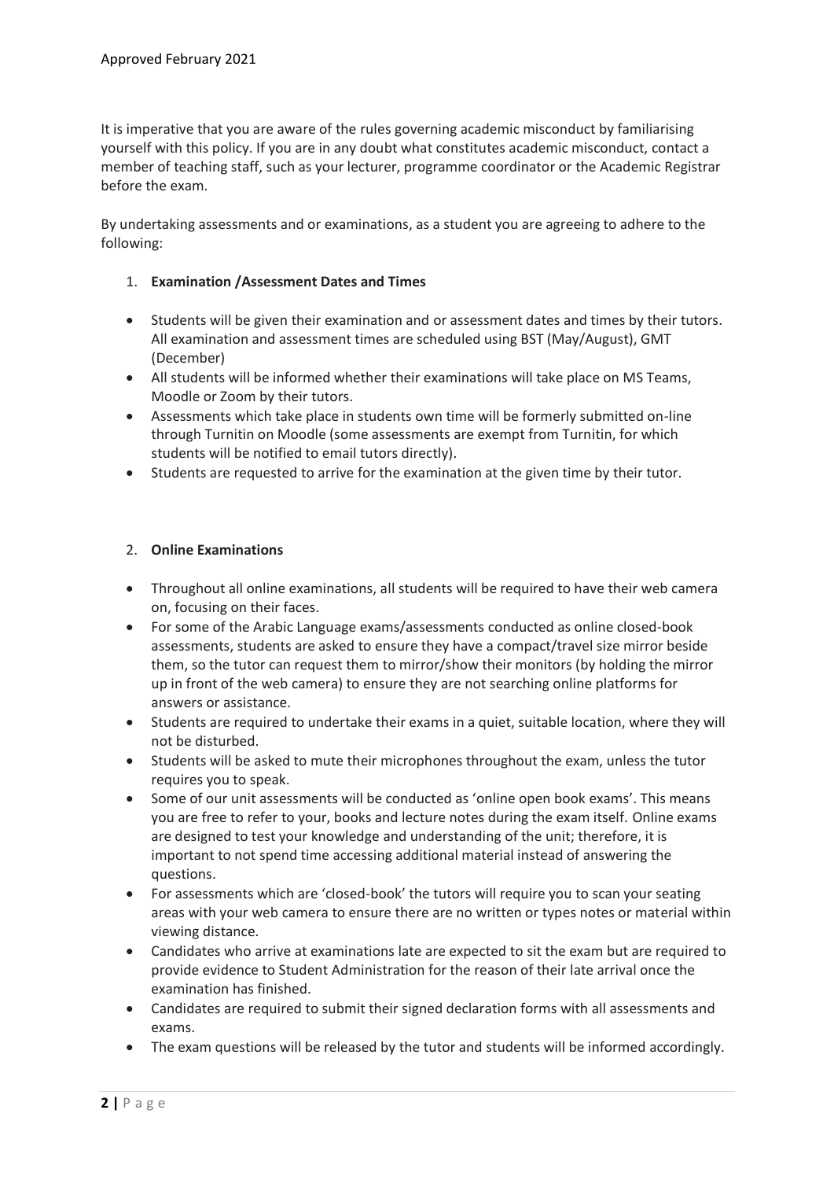Approved February 2021

It is imperative that you are aware of the rules governing academic misconduct by familiarising yourself with this policy. If you are in any doubt what constitutes academic misconduct, contact a member of teaching staff, such as your lecturer, programme coordinator or the Academic Registrar before the exam.

By undertaking assessments and or examinations, as a student you are agreeing to adhere to the following:

1. **Examination /Assessment Dates and Times**

- Students will be given their examination and or assessment dates and times by their tutors. All examination and assessment times are scheduled using BST (May/August), GMT (December)
- All students will be informed whether their examinations will take place on MS Teams, Moodle or Zoom by their tutors.
- Assessments which take place in students own time will be formerly submitted on-line through Turnitin on Moodle (some assessments are exempt from Turnitin, for which students will be notified to email tutors directly).
- Students are requested to arrive for the examination at the given time by their tutor.

2. **Online Examinations**

- Throughout all online examinations, all students will be required to have their web camera on, focusing on their faces.
- For some of the Arabic Language exams/assessments conducted as online closed-book assessments, students are asked to ensure they have a compact/travel size mirror beside them, so the tutor can request them to mirror/show their monitors (by holding the mirror up in front of the web camera) to ensure they are not searching online platforms for answers or assistance.
- Students are required to undertake their exams in a quiet, suitable location, where they will not be disturbed.
- Students will be asked to mute their microphones throughout the exam, unless the tutor requires you to speak.
- Some of our unit assessments will be conducted as 'online open book exams'. This means you are free to refer to your, books and lecture notes during the exam itself. Online exams are designed to test your knowledge and understanding of the unit; therefore, it is important to not spend time accessing additional material instead of answering the questions.
- For assessments which are 'closed-book' the tutors will require you to scan your seating areas with your web camera to ensure there are no written or types notes or material within viewing distance.
- Candidates who arrive at examinations late are expected to sit the exam but are required to provide evidence to Student Administration for the reason of their late arrival once the examination has finished.
- Candidates are required to submit their signed declaration forms with all assessments and exams.
- The exam questions will be released by the tutor and students will be informed accordingly.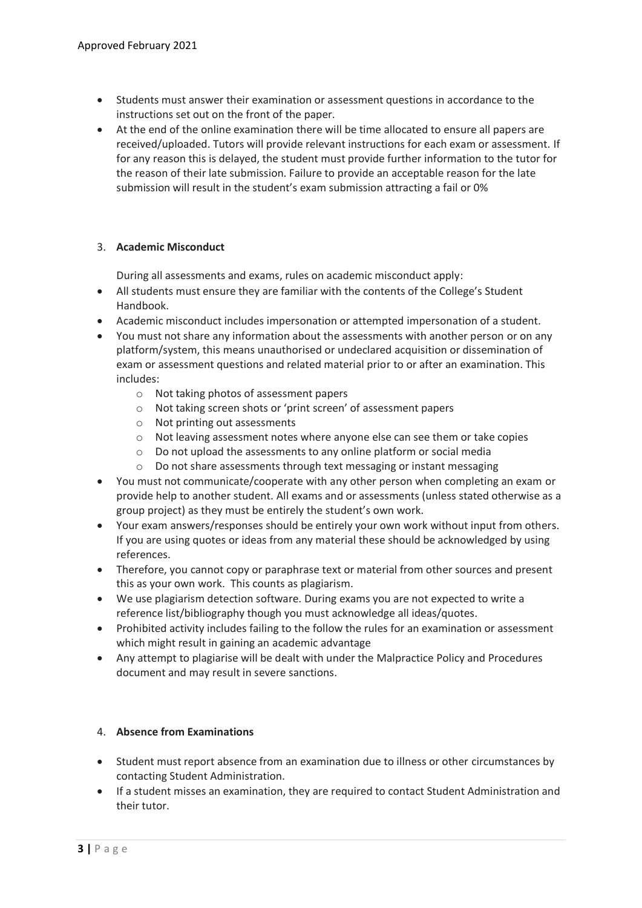- Students must answer their examination or assessment questions in accordance to the instructions set out on the front of the paper.
- At the end of the online examination there will be time allocated to ensure all papers are received/uploaded. Tutors will provide relevant instructions for each exam or assessment. If for any reason this is delayed, the student must provide further information to the tutor for the reason of their late submission. Failure to provide an acceptable reason for the late submission will result in the student's exam submission attracting a fail or 0%

3. **Academic Misconduct**

During all assessments and exams, rules on academic misconduct apply:

- All students must ensure they are familiar with the contents of the College's Student Handbook.
- Academic misconduct includes impersonation or attempted impersonation of a student.
- You must not share any information about the assessments with another person or on any platform/system, this means unauthorised or undeclared acquisition or dissemination of exam or assessment questions and related material prior to or after an examination. This includes:
    - Not taking photos of assessment papers
    - Not taking screen shots or 'print screen' of assessment papers
    - Not printing out assessments
    - Not leaving assessment notes where anyone else can see them or take copies
    - Do not upload the assessments to any online platform or social media
    - Do not share assessments through text messaging or instant messaging
- You must not communicate/cooperate with any other person when completing an exam or provide help to another student. All exams and or assessments (unless stated otherwise as a group project) as they must be entirely the student's own work.
- Your exam answers/responses should be entirely your own work without input from others. If you are using quotes or ideas from any material these should be acknowledged by using references.
- Therefore, you cannot copy or paraphrase text or material from other sources and present this as your own work. This counts as plagiarism.
- We use plagiarism detection software. During exams you are not expected to write a reference list/bibliography though you must acknowledge all ideas/quotes.
- Prohibited activity includes failing to the follow the rules for an examination or assessment which might result in gaining an academic advantage
- Any attempt to plagiarise will be dealt with under the Malpractice Policy and Procedures document and may result in severe sanctions.

4. **Absence from Examinations**

- Student must report absence from an examination due to illness or other circumstances by contacting Student Administration.
- If a student misses an examination, they are required to contact Student Administration and their tutor.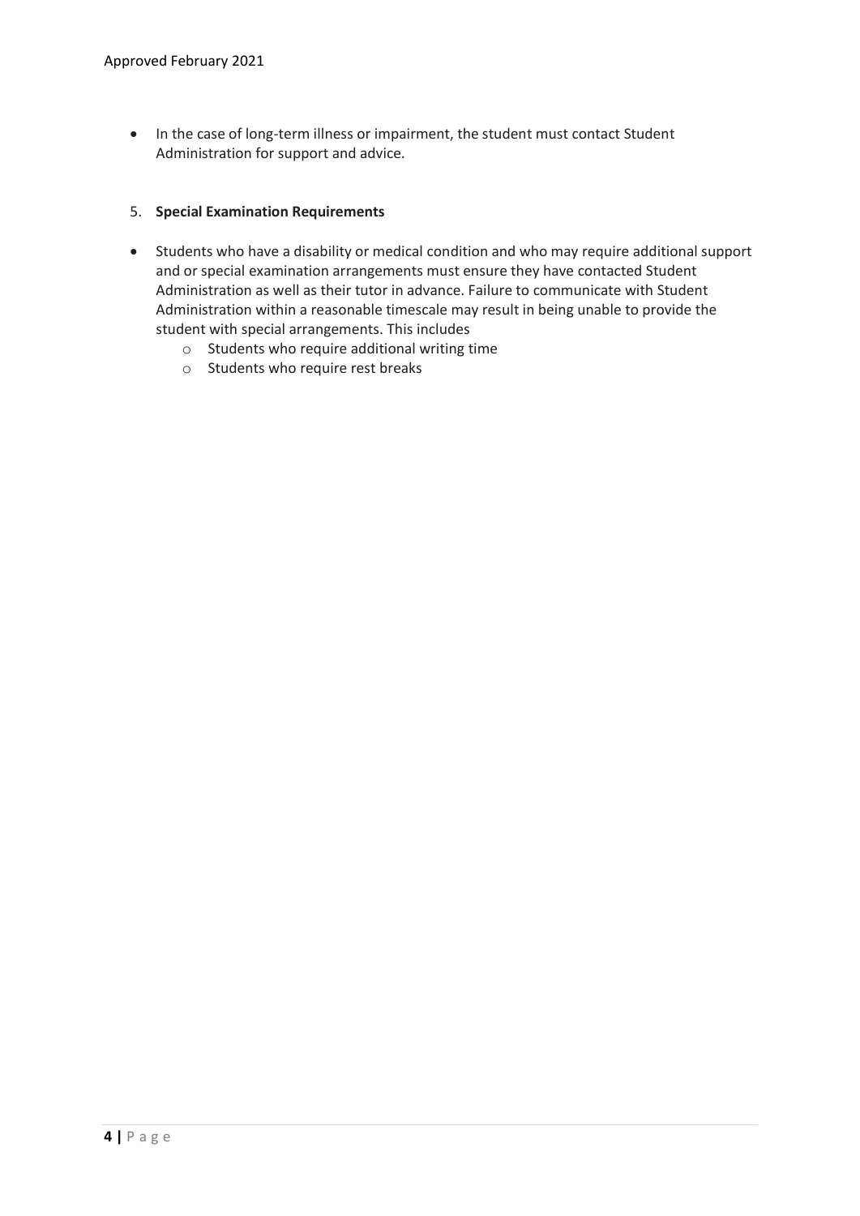- In the case of long-term illness or impairment, the student must contact Student Administration for support and advice.

5. **Special Examination Requirements**

- Students who have a disability or medical condition and who may require additional support and or special examination arrangements must ensure they have contacted Student Administration as well as their tutor in advance. Failure to communicate with Student Administration within a reasonable timescale may result in being unable to provide the student with special arrangements. This includes
    - Students who require additional writing time
    - Students who require rest breaks